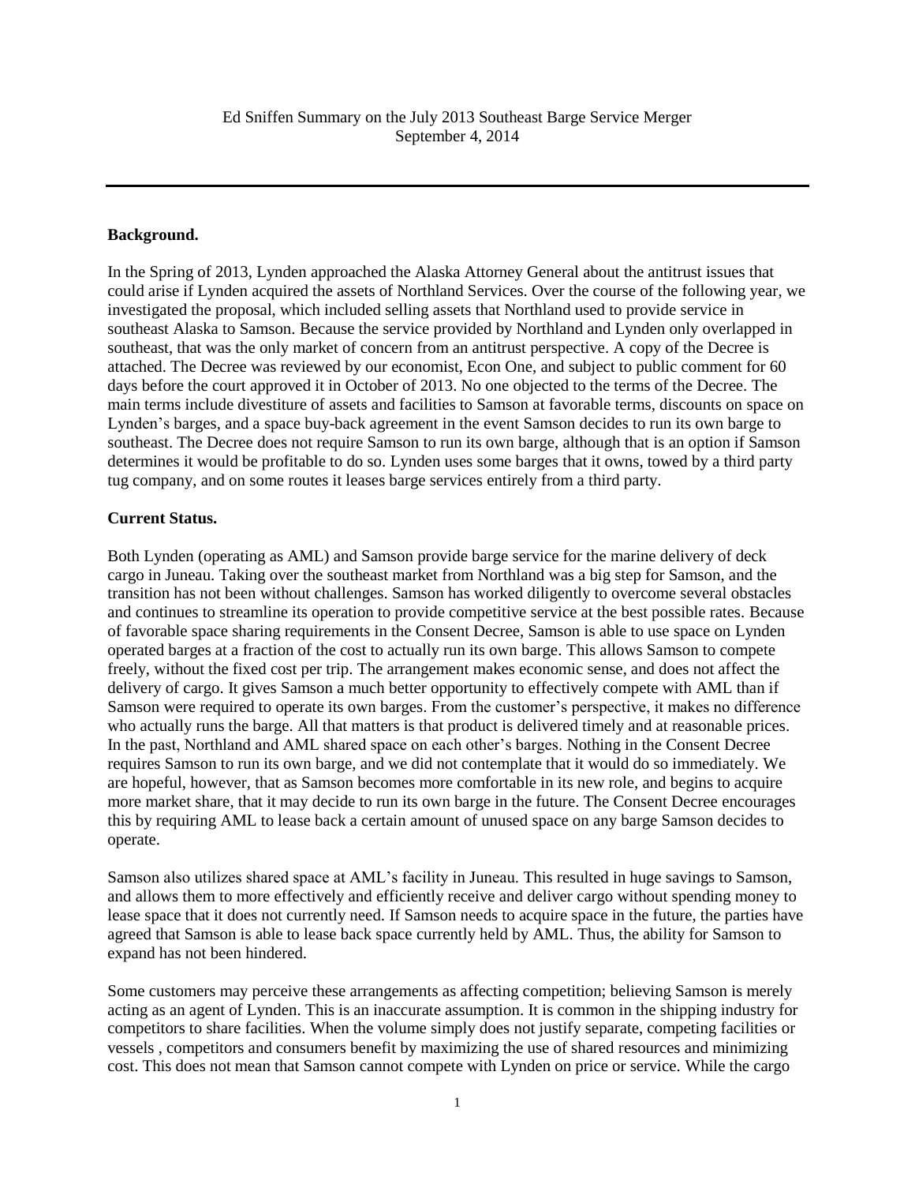Ed Sniffen Summary on the July 2013 Southeast Barge Service Merger
September 4, 2014

---

**Background.**

In the Spring of 2013, Lynden approached the Alaska Attorney General about the antitrust issues that could arise if Lynden acquired the assets of Northland Services. Over the course of the following year, we investigated the proposal, which included selling assets that Northland used to provide service in southeast Alaska to Samson. Because the service provided by Northland and Lynden only overlapped in southeast, that was the only market of concern from an antitrust perspective. A copy of the Decree is attached. The Decree was reviewed by our economist, Econ One, and subject to public comment for 60 days before the court approved it in October of 2013. No one objected to the terms of the Decree. The main terms include divestiture of assets and facilities to Samson at favorable terms, discounts on space on Lynden's barges, and a space buy-back agreement in the event Samson decides to run its own barge to southeast. The Decree does not require Samson to run its own barge, although that is an option if Samson determines it would be profitable to do so. Lynden uses some barges that it owns, towed by a third party tug company, and on some routes it leases barge services entirely from a third party.

**Current Status.**

Both Lynden (operating as AML) and Samson provide barge service for the marine delivery of deck cargo in Juneau. Taking over the southeast market from Northland was a big step for Samson, and the transition has not been without challenges. Samson has worked diligently to overcome several obstacles and continues to streamline its operation to provide competitive service at the best possible rates. Because of favorable space sharing requirements in the Consent Decree, Samson is able to use space on Lynden operated barges at a fraction of the cost to actually run its own barge. This allows Samson to compete freely, without the fixed cost per trip. The arrangement makes economic sense, and does not affect the delivery of cargo. It gives Samson a much better opportunity to effectively compete with AML than if Samson were required to operate its own barges. From the customer's perspective, it makes no difference who actually runs the barge. All that matters is that product is delivered timely and at reasonable prices. In the past, Northland and AML shared space on each other's barges. Nothing in the Consent Decree requires Samson to run its own barge, and we did not contemplate that it would do so immediately. We are hopeful, however, that as Samson becomes more comfortable in its new role, and begins to acquire more market share, that it may decide to run its own barge in the future. The Consent Decree encourages this by requiring AML to lease back a certain amount of unused space on any barge Samson decides to operate.

Samson also utilizes shared space at AML's facility in Juneau. This resulted in huge savings to Samson, and allows them to more effectively and efficiently receive and deliver cargo without spending money to lease space that it does not currently need. If Samson needs to acquire space in the future, the parties have agreed that Samson is able to lease back space currently held by AML. Thus, the ability for Samson to expand has not been hindered.

Some customers may perceive these arrangements as affecting competition; believing Samson is merely acting as an agent of Lynden. This is an inaccurate assumption. It is common in the shipping industry for competitors to share facilities. When the volume simply does not justify separate, competing facilities or vessels , competitors and consumers benefit by maximizing the use of shared resources and minimizing cost. This does not mean that Samson cannot compete with Lynden on price or service. While the cargo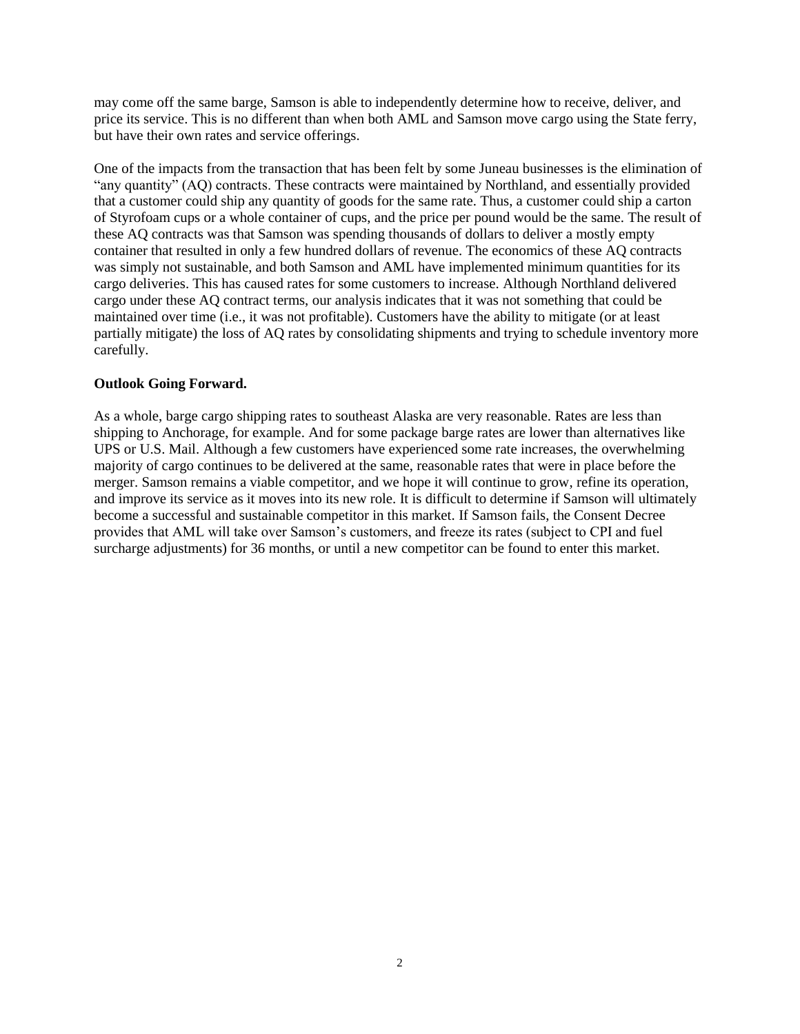may come off the same barge, Samson is able to independently determine how to receive, deliver, and price its service. This is no different than when both AML and Samson move cargo using the State ferry, but have their own rates and service offerings.

One of the impacts from the transaction that has been felt by some Juneau businesses is the elimination of "any quantity" (AQ) contracts. These contracts were maintained by Northland, and essentially provided that a customer could ship any quantity of goods for the same rate. Thus, a customer could ship a carton of Styrofoam cups or a whole container of cups, and the price per pound would be the same. The result of these AQ contracts was that Samson was spending thousands of dollars to deliver a mostly empty container that resulted in only a few hundred dollars of revenue. The economics of these AQ contracts was simply not sustainable, and both Samson and AML have implemented minimum quantities for its cargo deliveries. This has caused rates for some customers to increase. Although Northland delivered cargo under these AQ contract terms, our analysis indicates that it was not something that could be maintained over time (i.e., it was not profitable). Customers have the ability to mitigate (or at least partially mitigate) the loss of AQ rates by consolidating shipments and trying to schedule inventory more carefully.

**Outlook Going Forward.**

As a whole, barge cargo shipping rates to southeast Alaska are very reasonable. Rates are less than shipping to Anchorage, for example. And for some package barge rates are lower than alternatives like UPS or U.S. Mail. Although a few customers have experienced some rate increases, the overwhelming majority of cargo continues to be delivered at the same, reasonable rates that were in place before the merger. Samson remains a viable competitor, and we hope it will continue to grow, refine its operation, and improve its service as it moves into its new role. It is difficult to determine if Samson will ultimately become a successful and sustainable competitor in this market. If Samson fails, the Consent Decree provides that AML will take over Samson's customers, and freeze its rates (subject to CPI and fuel surcharge adjustments) for 36 months, or until a new competitor can be found to enter this market.